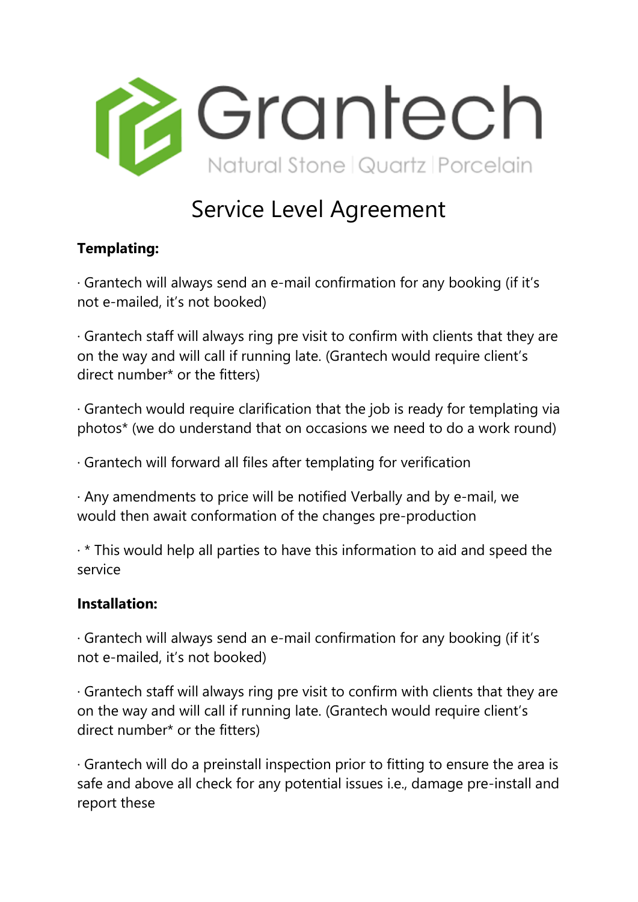# Grantech

Natural Stone | Quartz | Porcelain

## Service Level Agreement

**Templating:**

· Grantech will always send an e-mail confirmation for any booking (if it's not e-mailed, it's not booked)

· Grantech staff will always ring pre visit to confirm with clients that they are on the way and will call if running late. (Grantech would require client's direct number* or the fitters)

· Grantech would require clarification that the job is ready for templating via photos* (we do understand that on occasions we need to do a work round)

· Grantech will forward all files after templating for verification

· Any amendments to price will be notified Verbally and by e-mail, we would then await conformation of the changes pre-production

· * This would help all parties to have this information to aid and speed the service

**Installation:**

· Grantech will always send an e-mail confirmation for any booking (if it's not e-mailed, it's not booked)

· Grantech staff will always ring pre visit to confirm with clients that they are on the way and will call if running late. (Grantech would require client's direct number* or the fitters)

· Grantech will do a preinstall inspection prior to fitting to ensure the area is safe and above all check for any potential issues i.e., damage pre-install and report these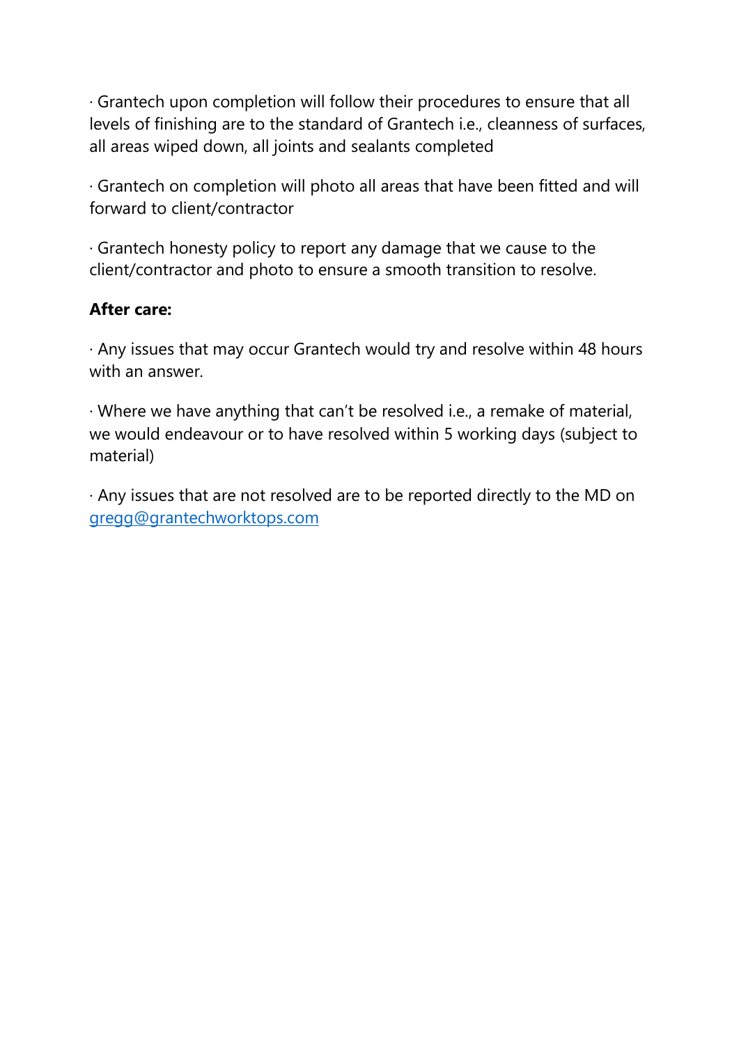· Grantech upon completion will follow their procedures to ensure that all levels of finishing are to the standard of Grantech i.e., cleanness of surfaces, all areas wiped down, all joints and sealants completed

· Grantech on completion will photo all areas that have been fitted and will forward to client/contractor

· Grantech honesty policy to report any damage that we cause to the client/contractor and photo to ensure a smooth transition to resolve.

**After care:**

· Any issues that may occur Grantech would try and resolve within 48 hours with an answer.

· Where we have anything that can't be resolved i.e., a remake of material, we would endeavour or to have resolved within 5 working days (subject to material)

· Any issues that are not resolved are to be reported directly to the MD on gregg@grantechworktops.com